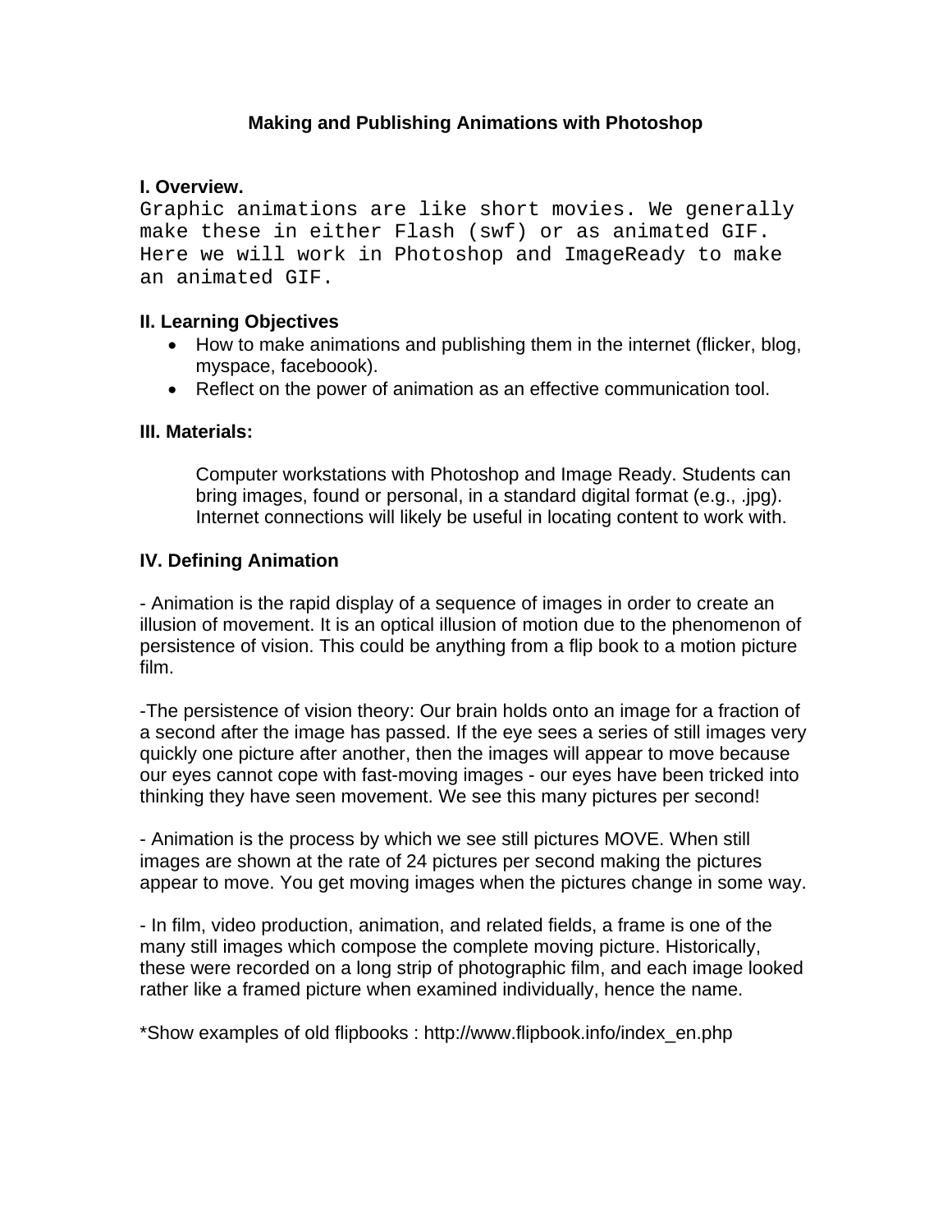# Making and Publishing Animations with Photoshop

## I. Overview.

Graphic animations are like short movies. We generally make these in either Flash (swf) or as animated GIF. Here we will work in Photoshop and ImageReady to make an animated GIF.

## II. Learning Objectives

- How to make animations and publishing them in the internet (flicker, blog, myspace, faceboook).
- Reflect on the power of animation as an effective communication tool.

## III. Materials:

Computer workstations with Photoshop and Image Ready. Students can bring images, found or personal, in a standard digital format (e.g., .jpg). Internet connections will likely be useful in locating content to work with.

## IV. Defining Animation

- Animation is the rapid display of a sequence of images in order to create an illusion of movement. It is an optical illusion of motion due to the phenomenon of persistence of vision. This could be anything from a flip book to a motion picture film.

-The persistence of vision theory: Our brain holds onto an image for a fraction of a second after the image has passed. If the eye sees a series of still images very quickly one picture after another, then the images will appear to move because our eyes cannot cope with fast-moving images - our eyes have been tricked into thinking they have seen movement. We see this many pictures per second!

- Animation is the process by which we see still pictures MOVE. When still images are shown at the rate of 24 pictures per second making the pictures appear to move. You get moving images when the pictures change in some way.

- In film, video production, animation, and related fields, a frame is one of the many still images which compose the complete moving picture. Historically, these were recorded on a long strip of photographic film, and each image looked rather like a framed picture when examined individually, hence the name.

*Show examples of old flipbooks : http://www.flipbook.info/index_en.php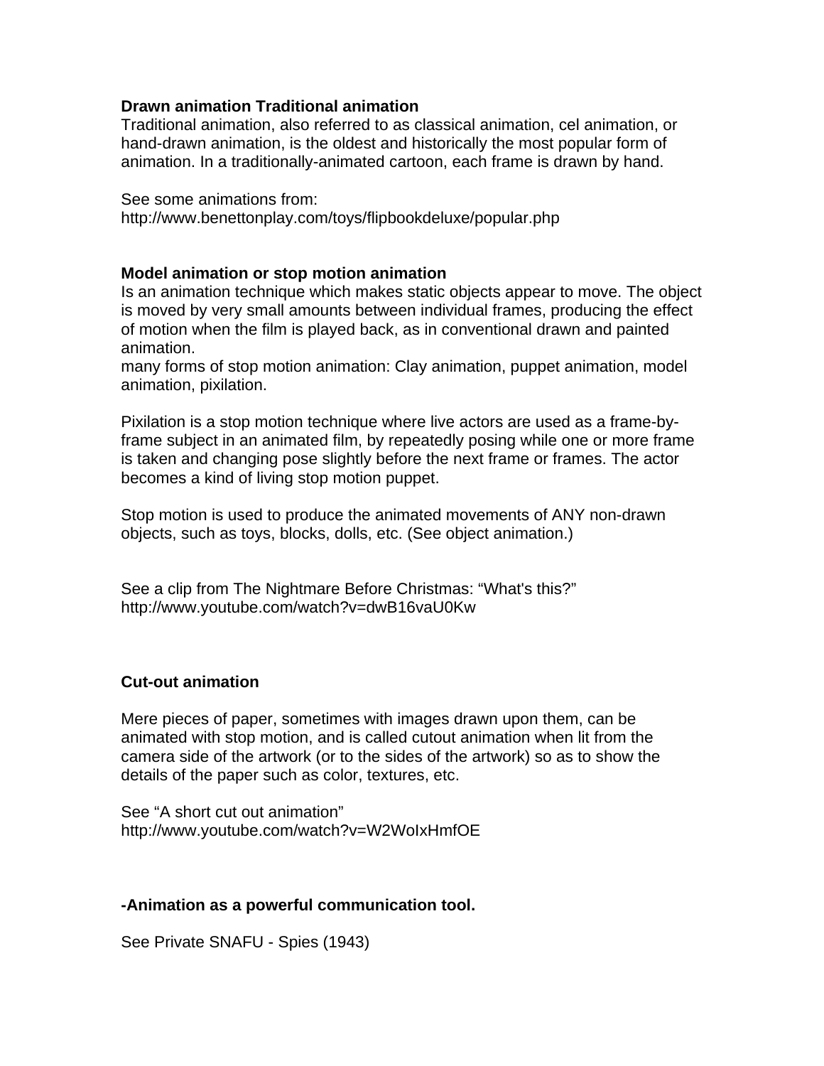**Drawn animation Traditional animation**
Traditional animation, also referred to as classical animation, cel animation, or hand-drawn animation, is the oldest and historically the most popular form of animation. In a traditionally-animated cartoon, each frame is drawn by hand.

See some animations from:
http://www.benettonplay.com/toys/flipbookdeluxe/popular.php

**Model animation or stop motion animation**
Is an animation technique which makes static objects appear to move. The object is moved by very small amounts between individual frames, producing the effect of motion when the film is played back, as in conventional drawn and painted animation.
many forms of stop motion animation: Clay animation, puppet animation, model animation, pixilation.

Pixilation is a stop motion technique where live actors are used as a frame-by-frame subject in an animated film, by repeatedly posing while one or more frame is taken and changing pose slightly before the next frame or frames. The actor becomes a kind of living stop motion puppet.

Stop motion is used to produce the animated movements of ANY non-drawn objects, such as toys, blocks, dolls, etc. (See object animation.)

See a clip from The Nightmare Before Christmas: “What's this?”
http://www.youtube.com/watch?v=dwB16vaU0Kw

**Cut-out animation**

Mere pieces of paper, sometimes with images drawn upon them, can be animated with stop motion, and is called cutout animation when lit from the camera side of the artwork (or to the sides of the artwork) so as to show the details of the paper such as color, textures, etc.

See “A short cut out animation”
http://www.youtube.com/watch?v=W2WoIxHmfOE

**-Animation as a powerful communication tool.**

See Private SNAFU - Spies (1943)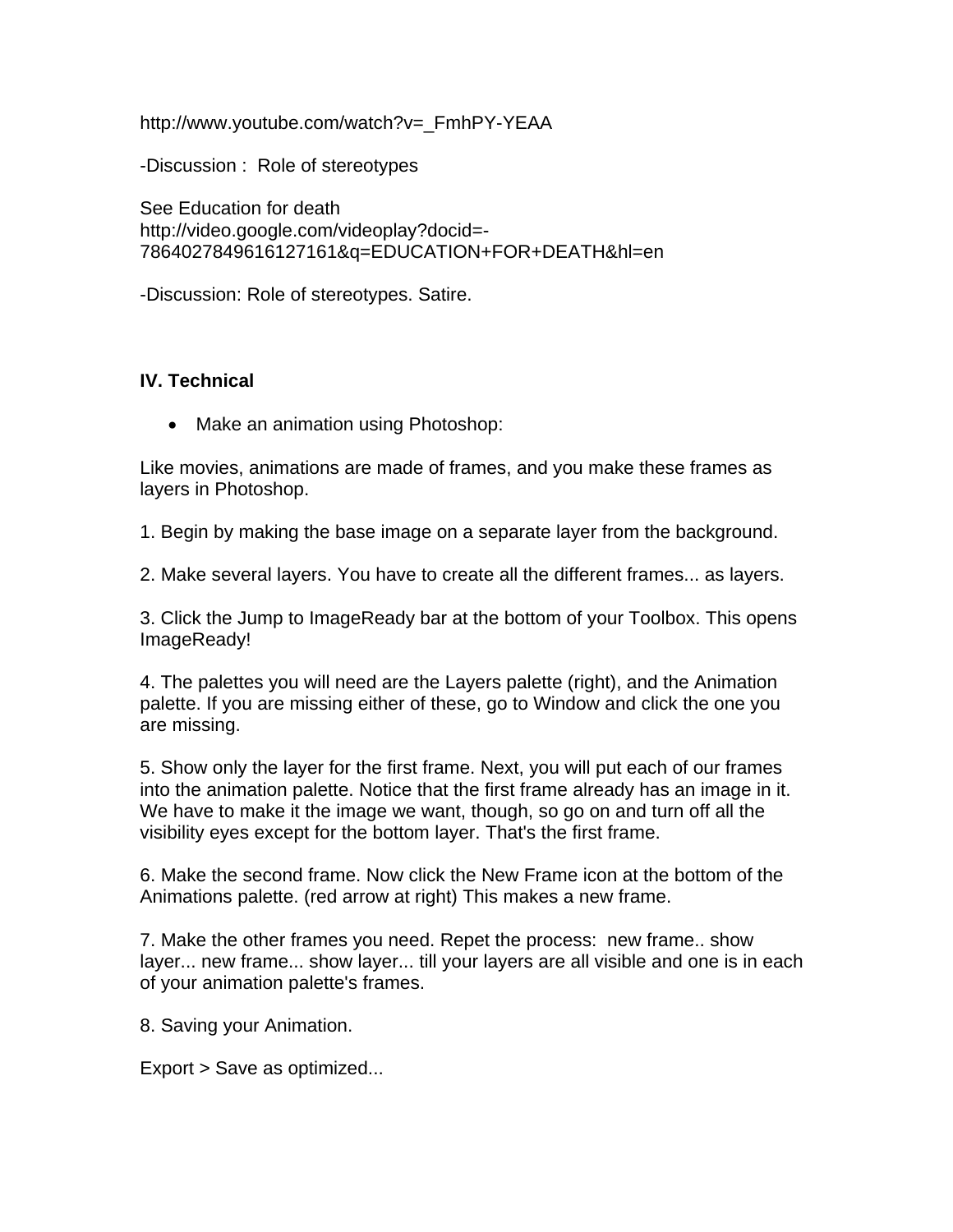http://www.youtube.com/watch?v=_FmhPY-YEAA

-Discussion : Role of stereotypes

See Education for death
http://video.google.com/videoplay?docid=-7864027849616127161&q=EDUCATION+FOR+DEATH&hl=en

-Discussion: Role of stereotypes. Satire.

**IV. Technical**

- Make an animation using Photoshop:

Like movies, animations are made of frames, and you make these frames as layers in Photoshop.

1. Begin by making the base image on a separate layer from the background.

2. Make several layers. You have to create all the different frames... as layers.

3. Click the Jump to ImageReady bar at the bottom of your Toolbox. This opens ImageReady!

4. The palettes you will need are the Layers palette (right), and the Animation palette. If you are missing either of these, go to Window and click the one you are missing.

5. Show only the layer for the first frame. Next, you will put each of our frames into the animation palette. Notice that the first frame already has an image in it. We have to make it the image we want, though, so go on and turn off all the visibility eyes except for the bottom layer. That's the first frame.

6. Make the second frame. Now click the New Frame icon at the bottom of the Animations palette. (red arrow at right) This makes a new frame.

7. Make the other frames you need. Repet the process: new frame.. show layer... new frame... show layer... till your layers are all visible and one is in each of your animation palette's frames.

8. Saving your Animation.

Export > Save as optimized...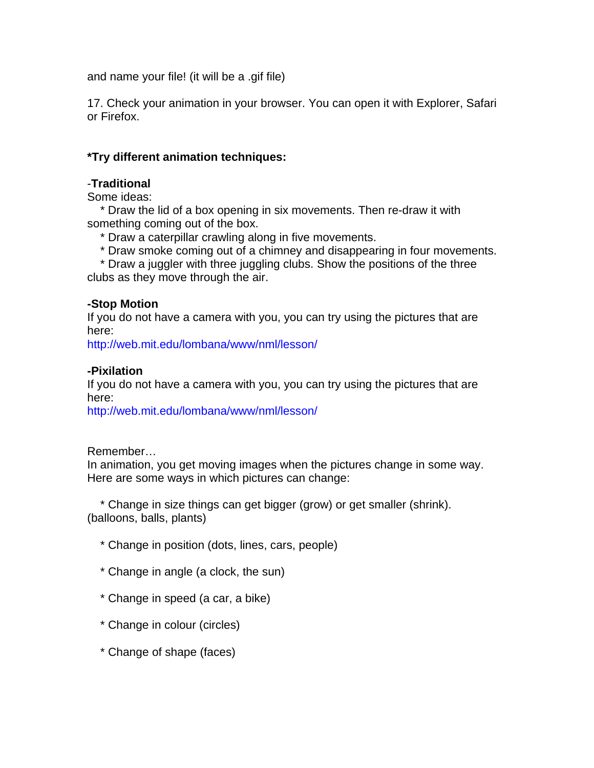and name your file! (it will be a .gif file)

17. Check your animation in your browser. You can open it with Explorer, Safari or Firefox.

**\*Try different animation techniques:**

-**Traditional**
Some ideas:
* Draw the lid of a box opening in six movements. Then re-draw it with something coming out of the box.
* Draw a caterpillar crawling along in five movements.
* Draw smoke coming out of a chimney and disappearing in four movements.
* Draw a juggler with three juggling clubs. Show the positions of the three clubs as they move through the air.

**-Stop Motion**
If you do not have a camera with you, you can try using the pictures that are here:
http://web.mit.edu/lombana/www/nml/lesson/

**-Pixilation**
If you do not have a camera with you, you can try using the pictures that are here:
http://web.mit.edu/lombana/www/nml/lesson/

Remember…
In animation, you get moving images when the pictures change in some way. Here are some ways in which pictures can change:

* Change in size things can get bigger (grow) or get smaller (shrink). (balloons, balls, plants)
* Change in position (dots, lines, cars, people)
* Change in angle (a clock, the sun)
* Change in speed (a car, a bike)
* Change in colour (circles)
* Change of shape (faces)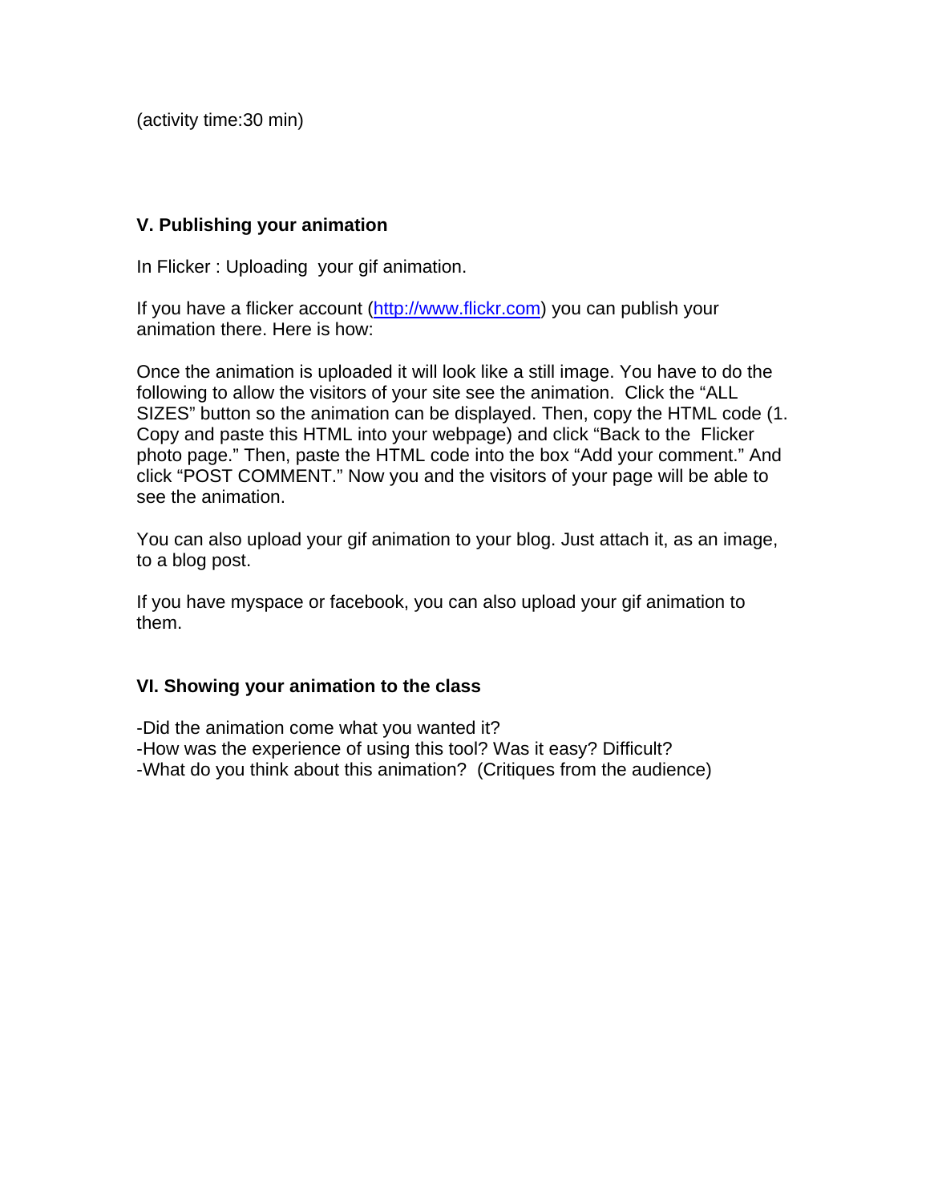(activity time:30 min)

### V. Publishing your animation

In Flicker : Uploading your gif animation.

If you have a flicker account (http://www.flickr.com) you can publish your animation there. Here is how:

Once the animation is uploaded it will look like a still image. You have to do the following to allow the visitors of your site see the animation. Click the "ALL SIZES" button so the animation can be displayed. Then, copy the HTML code (1. Copy and paste this HTML into your webpage) and click "Back to the Flicker photo page." Then, paste the HTML code into the box "Add your comment." And click "POST COMMENT." Now you and the visitors of your page will be able to see the animation.

You can also upload your gif animation to your blog. Just attach it, as an image, to a blog post.

If you have myspace or facebook, you can also upload your gif animation to them.

### VI. Showing your animation to the class

-Did the animation come what you wanted it?
-How was the experience of using this tool? Was it easy? Difficult?
-What do you think about this animation? (Critiques from the audience)